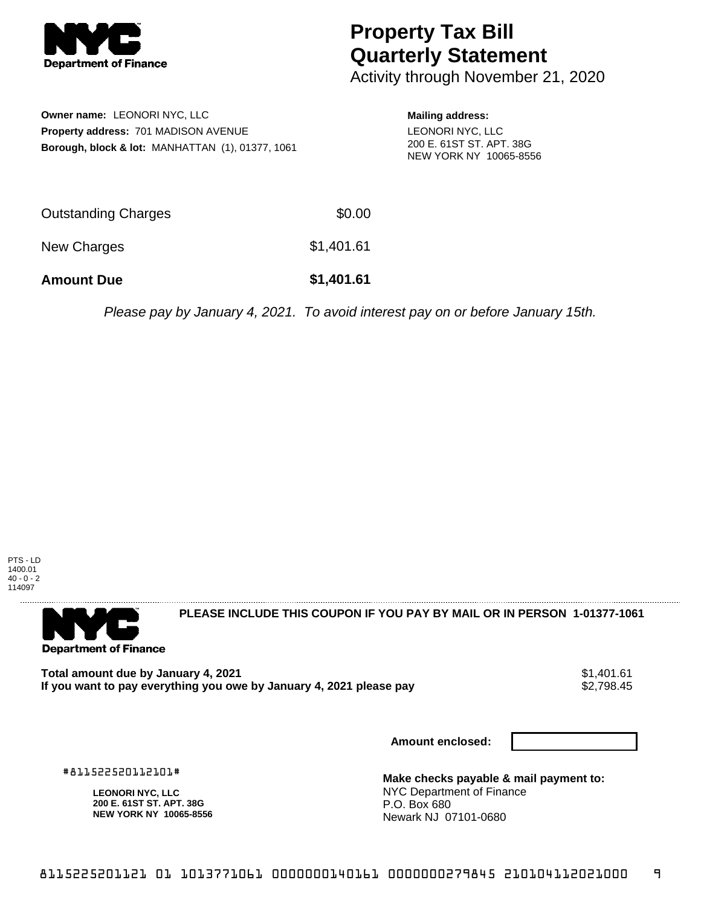# Property Tax Bill Quarterly Statement

Activity through November 21, 2020

**Owner name:** LEONORI NYC, LLC
**Property address:** 701 MADISON AVENUE
**Borough, block & lot:** MANHATTAN (1), 01377, 1061

**Mailing address:**
LEONORI NYC, LLC
200 E. 61ST ST. APT. 38G
NEW YORK NY 10065-8556

| | |
|---|---|
| Outstanding Charges | $0.00 |
| New Charges | $1,401.61 |
| **Amount Due** | **$1,401.61** |

*Please pay by January 4, 2021. To avoid interest pay on or before January 15th.*

PTS - LD
1400.01
40 - 0 - 2
114097

**PLEASE INCLUDE THIS COUPON IF YOU PAY BY MAIL OR IN PERSON 1-01377-1061**

**Total amount due by January 4, 2021** $1,401.61
**If you want to pay everything you owe by January 4, 2021 please pay** $2,798.45

**Amount enclosed:**

#811522520112101#

**LEONORI NYC, LLC**
**200 E. 61ST ST. APT. 38G**
**NEW YORK NY 10065-8556**

**Make checks payable & mail payment to:**
NYC Department of Finance
P.O. Box 680
Newark NJ 07101-0680

8115225201121 01 1013771061 0000000140161 0000000279845 210104112021000 9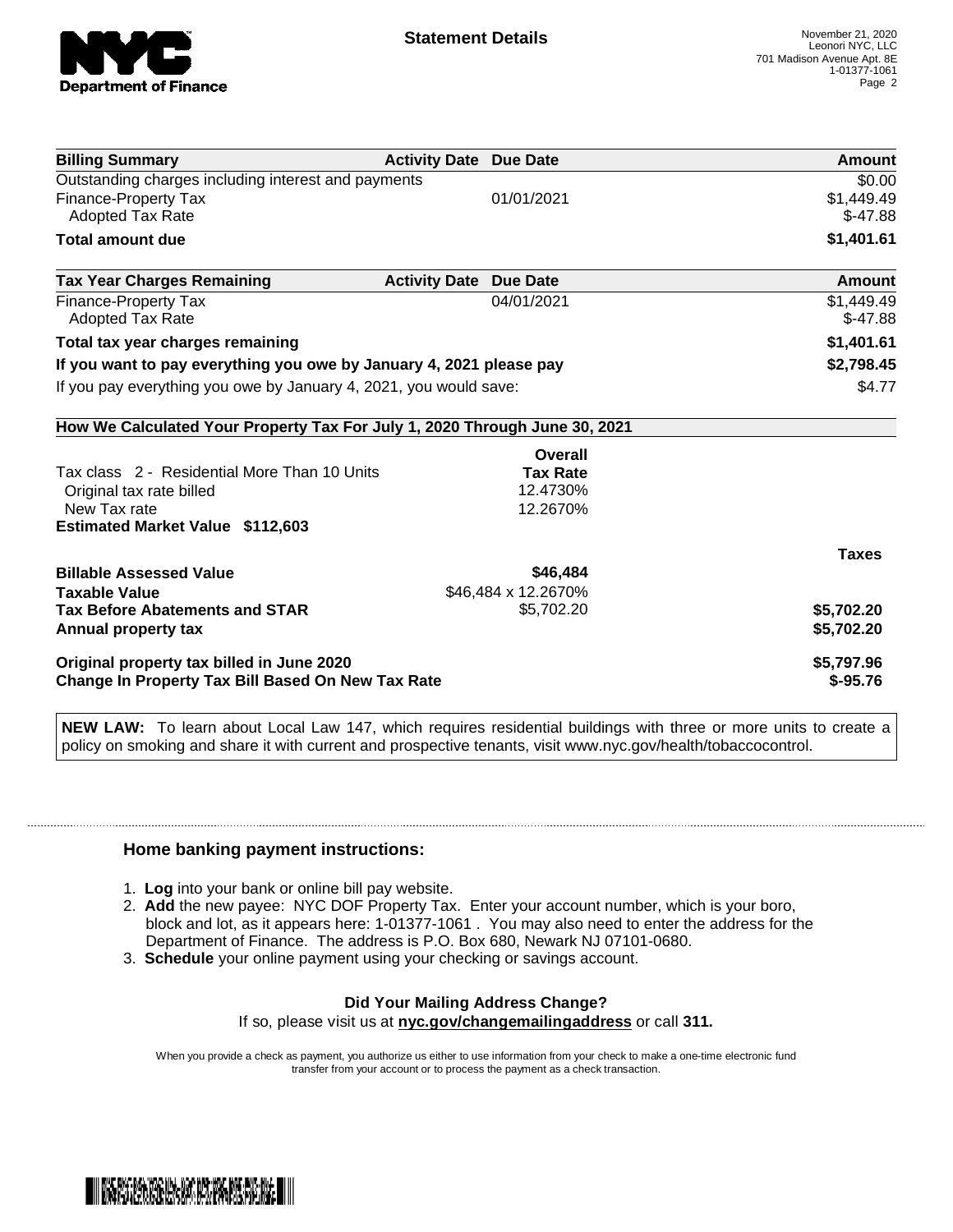# Statement Details

November 21, 2020
Leonori NYC, LLC
701 Madison Avenue Apt. 8E
1-01377-1061

| Billing Summary | Activity Date | Due Date | Amount |
|---|---|---|---|
| Outstanding charges including interest and payments | | | $0.00 |
| Finance-Property Tax | | 01/01/2021 | $1,449.49 |
| Adopted Tax Rate | | | $-47.88 |
| **Total amount due** | | | **$1,401.61** |

| Tax Year Charges Remaining | Activity Date | Due Date | Amount |
|---|---|---|---|
| Finance-Property Tax | | 04/01/2021 | $1,449.49 |
| Adopted Tax Rate | | | $-47.88 |
| **Total tax year charges remaining** | | | **$1,401.61** |
| **If you want to pay everything you owe by January 4, 2021 please pay** | | | **$2,798.45** |
| If you pay everything you owe by January 4, 2021, you would save: | | | $4.77 |

**How We Calculated Your Property Tax For July 1, 2020 Through June 30, 2021**

| | Overall Tax Rate | Taxes |
|---|---|---|
| Tax class 2 - Residential More Than 10 Units | | |
| Original tax rate billed | 12.4730% | |
| New Tax rate | 12.2670% | |
| **Estimated Market Value $112,603** | | |
| **Billable Assessed Value** | **$46,484** | |
| **Taxable Value** | $46,484 x 12.2670% | |
| **Tax Before Abatements and STAR** | $5,702.20 | **$5,702.20** |
| **Annual property tax** | | **$5,702.20** |
| **Original property tax billed in June 2020** | | **$5,797.96** |
| **Change In Property Tax Bill Based On New Tax Rate** | | **$-95.76** |

**NEW LAW:** To learn about Local Law 147, which requires residential buildings with three or more units to create a policy on smoking and share it with current and prospective tenants, visit www.nyc.gov/health/tobaccocontrol.

## Home banking payment instructions:

1. **Log** into your bank or online bill pay website.
2. **Add** the new payee: NYC DOF Property Tax. Enter your account number, which is your boro, block and lot, as it appears here: 1-01377-1061 . You may also need to enter the address for the Department of Finance. The address is P.O. Box 680, Newark NJ 07101-0680.
3. **Schedule** your online payment using your checking or savings account.

**Did Your Mailing Address Change?**

If so, please visit us at **nyc.gov/changemailingaddress** or call **311.**

When you provide a check as payment, you authorize us either to use information from your check to make a one-time electronic fund transfer from your account or to process the payment as a check transaction.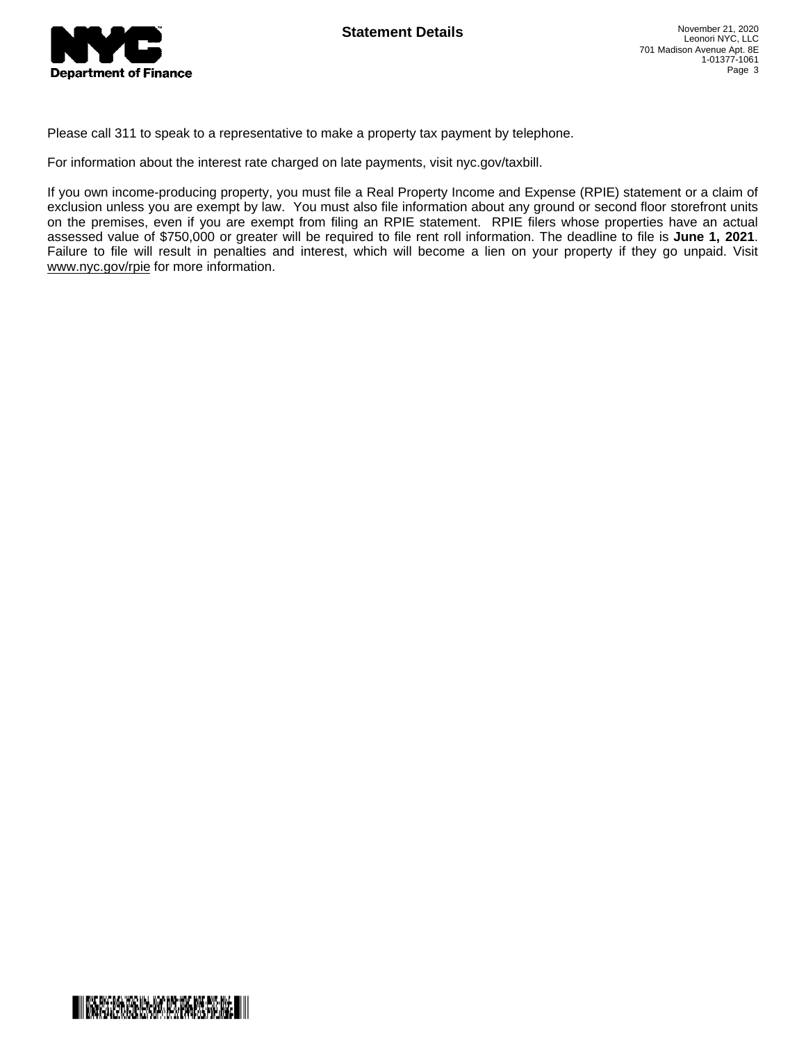Please call 311 to speak to a representative to make a property tax payment by telephone.

For information about the interest rate charged on late payments, visit nyc.gov/taxbill.

If you own income-producing property, you must file a Real Property Income and Expense (RPIE) statement or a claim of exclusion unless you are exempt by law. You must also file information about any ground or second floor storefront units on the premises, even if you are exempt from filing an RPIE statement. RPIE filers whose properties have an actual assessed value of $750,000 or greater will be required to file rent roll information. The deadline to file is **June 1, 2021**. Failure to file will result in penalties and interest, which will become a lien on your property if they go unpaid. Visit www.nyc.gov/rpie for more information.